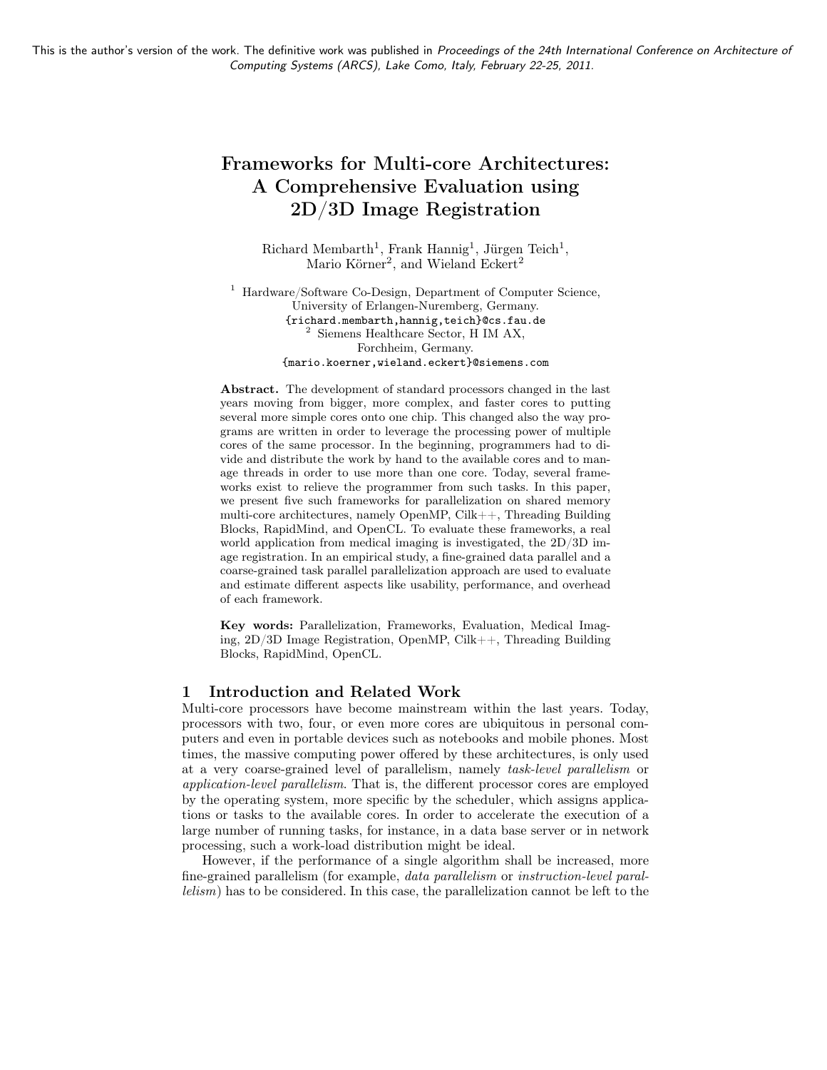This is the author's version of the work. The definitive work was published in *Proceedings of the 24th International Conference on Architecture of Computing Systems (ARCS), Lake Como, Italy, February 22-25, 2011.*

# Frameworks for Multi-core Architectures: A Comprehensive Evaluation using 2D/3D Image Registration

Richard Membarth[1], Frank Hannig[1], Jürgen Teich[1], Mario Körner[2], and Wieland Eckert[2]

[1] Hardware/Software Co-Design, Department of Computer Science, University of Erlangen-Nuremberg, Germany.
{richard.membarth,hannig,teich}@cs.fau.de

[2] Siemens Healthcare Sector, H IM AX, Forchheim, Germany.
{mario.koerner,wieland.eckert}@siemens.com

**Abstract.** The development of standard processors changed in the last years moving from bigger, more complex, and faster cores to putting several more simple cores onto one chip. This changed also the way programs are written in order to leverage the processing power of multiple cores of the same processor. In the beginning, programmers had to divide and distribute the work by hand to the available cores and to manage threads in order to use more than one core. Today, several frameworks exist to relieve the programmer from such tasks. In this paper, we present five such frameworks for parallelization on shared memory multi-core architectures, namely OpenMP, Cilk++, Threading Building Blocks, RapidMind, and OpenCL. To evaluate these frameworks, a real world application from medical imaging is investigated, the 2D/3D image registration. In an empirical study, a fine-grained data parallel and a coarse-grained task parallel parallelization approach are used to evaluate and estimate different aspects like usability, performance, and overhead of each framework.

**Key words:** Parallelization, Frameworks, Evaluation, Medical Imaging, 2D/3D Image Registration, OpenMP, Cilk++, Threading Building Blocks, RapidMind, OpenCL.

## 1 Introduction and Related Work

Multi-core processors have become mainstream within the last years. Today, processors with two, four, or even more cores are ubiquitous in personal computers and even in portable devices such as notebooks and mobile phones. Most times, the massive computing power offered by these architectures, is only used at a very coarse-grained level of parallelism, namely *task-level parallelism* or *application-level parallelism*. That is, the different processor cores are employed by the operating system, more specific by the scheduler, which assigns applications or tasks to the available cores. In order to accelerate the execution of a large number of running tasks, for instance, in a data base server or in network processing, such a work-load distribution might be ideal.

However, if the performance of a single algorithm shall be increased, more fine-grained parallelism (for example, *data parallelism* or *instruction-level parallelism*) has to be considered. In this case, the parallelization cannot be left to the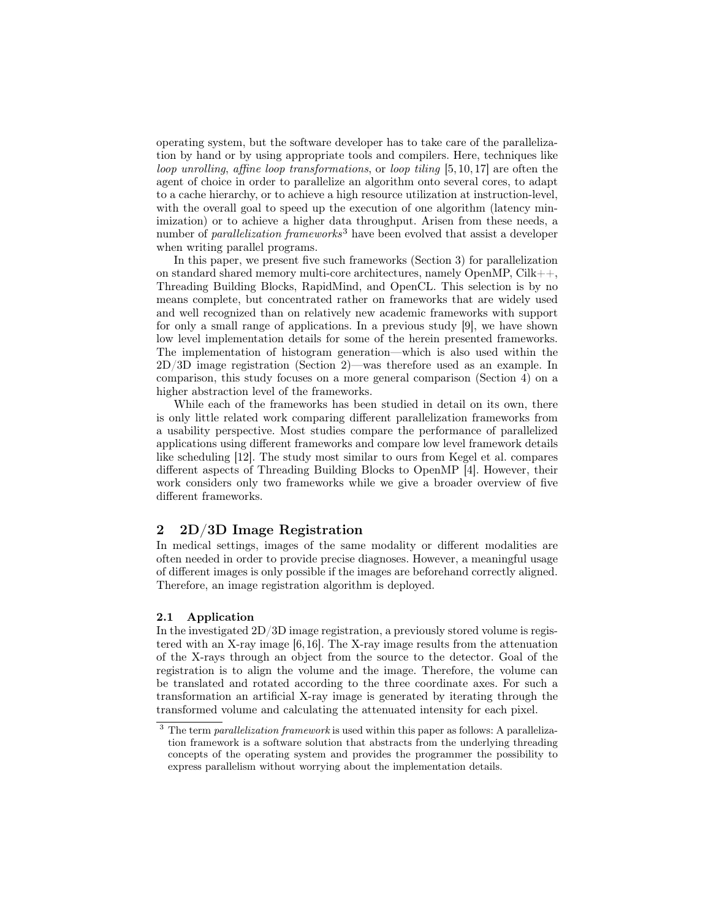operating system, but the software developer has to take care of the parallelization by hand or by using appropriate tools and compilers. Here, techniques like *loop unrolling*, *affine loop transformations*, or *loop tiling* [5, 10, 17] are often the agent of choice in order to parallelize an algorithm onto several cores, to adapt to a cache hierarchy, or to achieve a high resource utilization at instruction-level, with the overall goal to speed up the execution of one algorithm (latency minimization) or to achieve a higher data throughput. Arisen from these needs, a number of *parallelization frameworks*[3] have been evolved that assist a developer when writing parallel programs.

In this paper, we present five such frameworks (Section 3) for parallelization on standard shared memory multi-core architectures, namely OpenMP, Cilk++, Threading Building Blocks, RapidMind, and OpenCL. This selection is by no means complete, but concentrated rather on frameworks that are widely used and well recognized than on relatively new academic frameworks with support for only a small range of applications. In a previous study [9], we have shown low level implementation details for some of the herein presented frameworks. The implementation of histogram generation—which is also used within the 2D/3D image registration (Section 2)—was therefore used as an example. In comparison, this study focuses on a more general comparison (Section 4) on a higher abstraction level of the frameworks.

While each of the frameworks has been studied in detail on its own, there is only little related work comparing different parallelization frameworks from a usability perspective. Most studies compare the performance of parallelized applications using different frameworks and compare low level framework details like scheduling [12]. The study most similar to ours from Kegel et al. compares different aspects of Threading Building Blocks to OpenMP [4]. However, their work considers only two frameworks while we give a broader overview of five different frameworks.

## 2 2D/3D Image Registration

In medical settings, images of the same modality or different modalities are often needed in order to provide precise diagnoses. However, a meaningful usage of different images is only possible if the images are beforehand correctly aligned. Therefore, an image registration algorithm is deployed.

### 2.1 Application

In the investigated 2D/3D image registration, a previously stored volume is registered with an X-ray image [6, 16]. The X-ray image results from the attenuation of the X-rays through an object from the source to the detector. Goal of the registration is to align the volume and the image. Therefore, the volume can be translated and rotated according to the three coordinate axes. For such a transformation an artificial X-ray image is generated by iterating through the transformed volume and calculating the attenuated intensity for each pixel.

[3] The term *parallelization framework* is used within this paper as follows: A parallelization framework is a software solution that abstracts from the underlying threading concepts of the operating system and provides the programmer the possibility to express parallelism without worrying about the implementation details.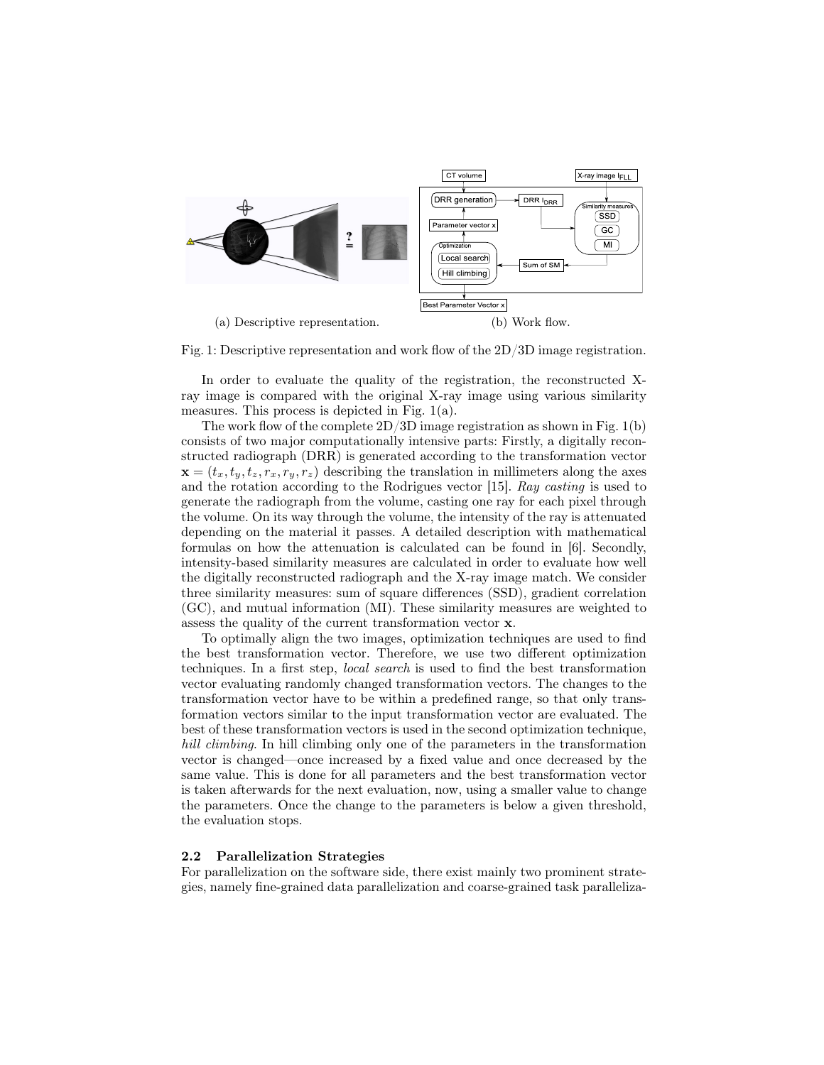(a) Descriptive representation.

(b) Work flow.

Fig. 1: Descriptive representation and work flow of the 2D/3D image registration.

In order to evaluate the quality of the registration, the reconstructed X-ray image is compared with the original X-ray image using various similarity measures. This process is depicted in Fig. 1(a).

The work flow of the complete 2D/3D image registration as shown in Fig. 1(b) consists of two major computationally intensive parts: Firstly, a digitally reconstructed radiograph (DRR) is generated according to the transformation vector $\mathbf{x} = (t_x, t_y, t_z, r_x, r_y, r_z)$ describing the translation in millimeters along the axes and the rotation according to the Rodrigues vector [15]. *Ray casting* is used to generate the radiograph from the volume, casting one ray for each pixel through the volume. On its way through the volume, the intensity of the ray is attenuated depending on the material it passes. A detailed description with mathematical formulas on how the attenuation is calculated can be found in [6]. Secondly, intensity-based similarity measures are calculated in order to evaluate how well the digitally reconstructed radiograph and the X-ray image match. We consider three similarity measures: sum of square differences (SSD), gradient correlation (GC), and mutual information (MI). These similarity measures are weighted to assess the quality of the current transformation vector $\mathbf{x}$.

To optimally align the two images, optimization techniques are used to find the best transformation vector. Therefore, we use two different optimization techniques. In a first step, *local search* is used to find the best transformation vector evaluating randomly changed transformation vectors. The changes to the transformation vector have to be within a predefined range, so that only transformation vectors similar to the input transformation vector are evaluated. The best of these transformation vectors is used in the second optimization technique, *hill climbing*. In hill climbing only one of the parameters in the transformation vector is changed—once increased by a fixed value and once decreased by the same value. This is done for all parameters and the best transformation vector is taken afterwards for the next evaluation, now, using a smaller value to change the parameters. Once the change to the parameters is below a given threshold, the evaluation stops.

### 2.2 Parallelization Strategies

For parallelization on the software side, there exist mainly two prominent strategies, namely fine-grained data parallelization and coarse-grained task paralleliza-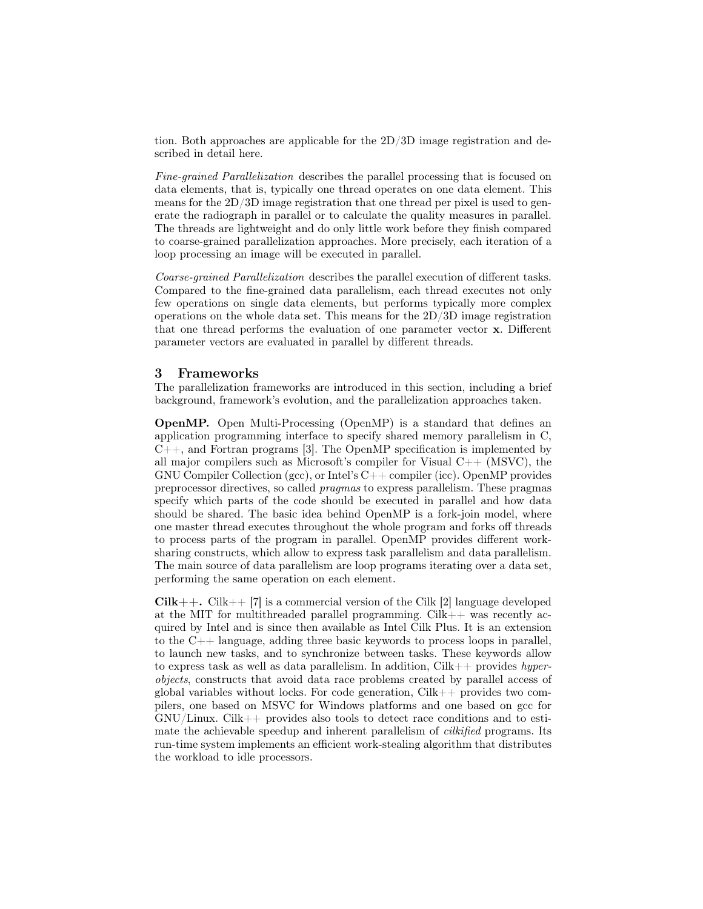tion. Both approaches are applicable for the 2D/3D image registration and described in detail here.

*Fine-grained Parallelization* describes the parallel processing that is focused on data elements, that is, typically one thread operates on one data element. This means for the 2D/3D image registration that one thread per pixel is used to generate the radiograph in parallel or to calculate the quality measures in parallel. The threads are lightweight and do only little work before they finish compared to coarse-grained parallelization approaches. More precisely, each iteration of a loop processing an image will be executed in parallel.

*Coarse-grained Parallelization* describes the parallel execution of different tasks. Compared to the fine-grained data parallelism, each thread executes not only few operations on single data elements, but performs typically more complex operations on the whole data set. This means for the 2D/3D image registration that one thread performs the evaluation of one parameter vector $\mathbf{x}$. Different parameter vectors are evaluated in parallel by different threads.

## 3 Frameworks

The parallelization frameworks are introduced in this section, including a brief background, framework's evolution, and the parallelization approaches taken.

**OpenMP.** Open Multi-Processing (OpenMP) is a standard that defines an application programming interface to specify shared memory parallelism in C, C++, and Fortran programs [3]. The OpenMP specification is implemented by all major compilers such as Microsoft's compiler for Visual C++ (MSVC), the GNU Compiler Collection (gcc), or Intel's C++ compiler (icc). OpenMP provides preprocessor directives, so called *pragmas* to express parallelism. These pragmas specify which parts of the code should be executed in parallel and how data should be shared. The basic idea behind OpenMP is a fork-join model, where one master thread executes throughout the whole program and forks off threads to process parts of the program in parallel. OpenMP provides different work-sharing constructs, which allow to express task parallelism and data parallelism. The main source of data parallelism are loop programs iterating over a data set, performing the same operation on each element.

**Cilk++.** Cilk++ [7] is a commercial version of the Cilk [2] language developed at the MIT for multithreaded parallel programming. Cilk++ was recently acquired by Intel and is since then available as Intel Cilk Plus. It is an extension to the C++ language, adding three basic keywords to process loops in parallel, to launch new tasks, and to synchronize between tasks. These keywords allow to express task as well as data parallelism. In addition, Cilk++ provides *hyperobjects*, constructs that avoid data race problems created by parallel access of global variables without locks. For code generation, Cilk++ provides two compilers, one based on MSVC for Windows platforms and one based on gcc for GNU/Linux. Cilk++ provides also tools to detect race conditions and to estimate the achievable speedup and inherent parallelism of *cilkified* programs. Its run-time system implements an efficient work-stealing algorithm that distributes the workload to idle processors.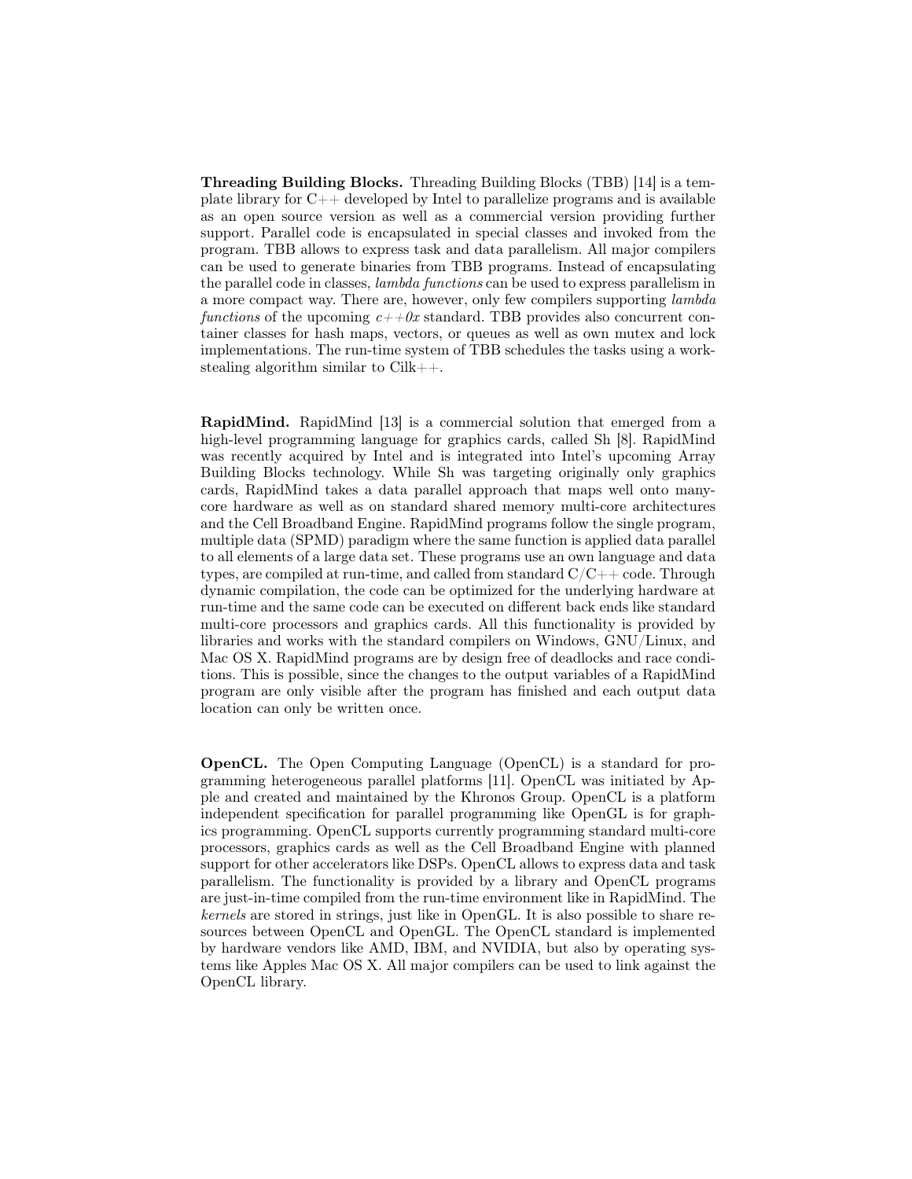**Threading Building Blocks.** Threading Building Blocks (TBB) [14] is a template library for C++ developed by Intel to parallelize programs and is available as an open source version as well as a commercial version providing further support. Parallel code is encapsulated in special classes and invoked from the program. TBB allows to express task and data parallelism. All major compilers can be used to generate binaries from TBB programs. Instead of encapsulating the parallel code in classes, *lambda functions* can be used to express parallelism in a more compact way. There are, however, only few compilers supporting *lambda functions* of the upcoming *c++0x* standard. TBB provides also concurrent container classes for hash maps, vectors, or queues as well as own mutex and lock implementations. The run-time system of TBB schedules the tasks using a work-stealing algorithm similar to Cilk++.

**RapidMind.** RapidMind [13] is a commercial solution that emerged from a high-level programming language for graphics cards, called Sh [8]. RapidMind was recently acquired by Intel and is integrated into Intel's upcoming Array Building Blocks technology. While Sh was targeting originally only graphics cards, RapidMind takes a data parallel approach that maps well onto many-core hardware as well as on standard shared memory multi-core architectures and the Cell Broadband Engine. RapidMind programs follow the single program, multiple data (SPMD) paradigm where the same function is applied data parallel to all elements of a large data set. These programs use an own language and data types, are compiled at run-time, and called from standard C/C++ code. Through dynamic compilation, the code can be optimized for the underlying hardware at run-time and the same code can be executed on different back ends like standard multi-core processors and graphics cards. All this functionality is provided by libraries and works with the standard compilers on Windows, GNU/Linux, and Mac OS X. RapidMind programs are by design free of deadlocks and race conditions. This is possible, since the changes to the output variables of a RapidMind program are only visible after the program has finished and each output data location can only be written once.

**OpenCL.** The Open Computing Language (OpenCL) is a standard for programming heterogeneous parallel platforms [11]. OpenCL was initiated by Apple and created and maintained by the Khronos Group. OpenCL is a platform independent specification for parallel programming like OpenGL is for graphics programming. OpenCL supports currently programming standard multi-core processors, graphics cards as well as the Cell Broadband Engine with planned support for other accelerators like DSPs. OpenCL allows to express data and task parallelism. The functionality is provided by a library and OpenCL programs are just-in-time compiled from the run-time environment like in RapidMind. The *kernels* are stored in strings, just like in OpenGL. It is also possible to share resources between OpenCL and OpenGL. The OpenCL standard is implemented by hardware vendors like AMD, IBM, and NVIDIA, but also by operating systems like Apples Mac OS X. All major compilers can be used to link against the OpenCL library.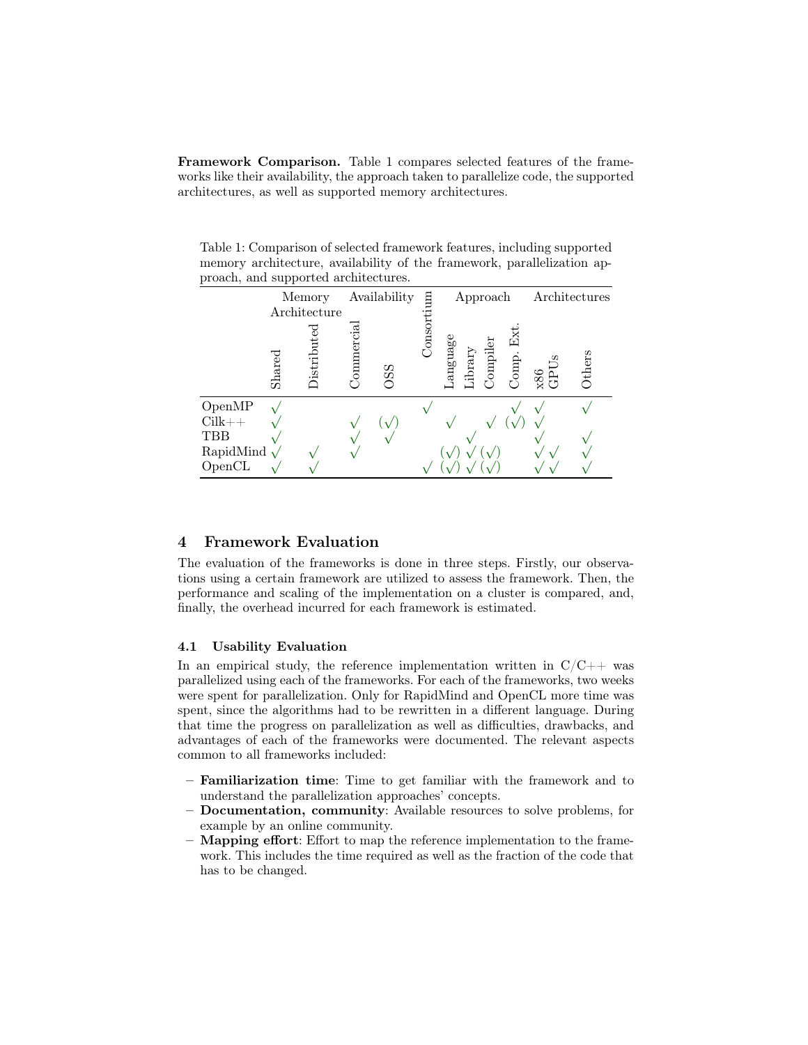**Framework Comparison.** Table 1 compares selected features of the frameworks like their availability, the approach taken to parallelize code, the supported architectures, as well as supported memory architectures.

Table 1: Comparison of selected framework features, including supported memory architecture, availability of the framework, parallelization approach, and supported architectures.

| | Memory Architecture | | Availability | | | Approach | | | | Architectures | | |
|---|---|---|---|---|---|---|---|---|---|---|---|---|
| | Shared | Distributed | Commercial | OSS | Consortium | Language | Library | Compiler | Comp. Ext. | x86 | GPUs | Others |
| OpenMP | √ | | | | √ | | | | √ | √ | | √ |
| Cilk++ | √ | | √ | (√) | | √ | | √ | (√) | √ | | |
| TBB | √ | | √ | √ | | | √ | | | √ | | √ |
| RapidMind | √ | √ | √ | | | (√) | √ | (√) | | √ | √ | √ |
| OpenCL | √ | √ | | | √ | (√) | √ | (√) | | √ | √ | √ |

## 4 Framework Evaluation

The evaluation of the frameworks is done in three steps. Firstly, our observations using a certain framework are utilized to assess the framework. Then, the performance and scaling of the implementation on a cluster is compared, and, finally, the overhead incurred for each framework is estimated.

### 4.1 Usability Evaluation

In an empirical study, the reference implementation written in C/C++ was parallelized using each of the frameworks. For each of the frameworks, two weeks were spent for parallelization. Only for RapidMind and OpenCL more time was spent, since the algorithms had to be rewritten in a different language. During that time the progress on parallelization as well as difficulties, drawbacks, and advantages of each of the frameworks were documented. The relevant aspects common to all frameworks included:

- **Familiarization time**: Time to get familiar with the framework and to understand the parallelization approaches' concepts.
- **Documentation, community**: Available resources to solve problems, for example by an online community.
- **Mapping effort**: Effort to map the reference implementation to the framework. This includes the time required as well as the fraction of the code that has to be changed.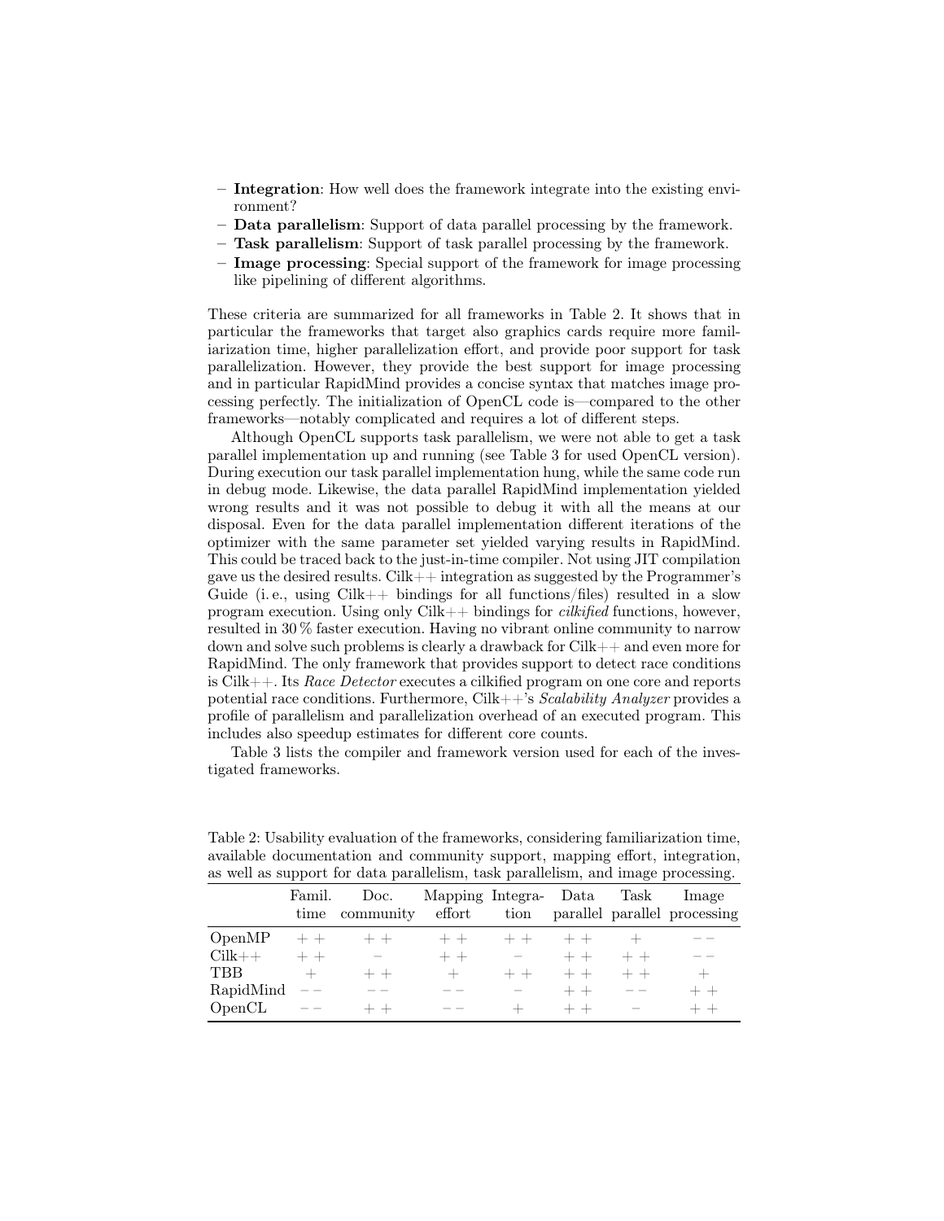- **Integration**: How well does the framework integrate into the existing environment?
- **Data parallelism**: Support of data parallel processing by the framework.
- **Task parallelism**: Support of task parallel processing by the framework.
- **Image processing**: Special support of the framework for image processing like pipelining of different algorithms.

These criteria are summarized for all frameworks in Table 2. It shows that in particular the frameworks that target also graphics cards require more familiarization time, higher parallelization effort, and provide poor support for task parallelization. However, they provide the best support for image processing and in particular RapidMind provides a concise syntax that matches image processing perfectly. The initialization of OpenCL code is—compared to the other frameworks—notably complicated and requires a lot of different steps.

Although OpenCL supports task parallelism, we were not able to get a task parallel implementation up and running (see Table 3 for used OpenCL version). During execution our task parallel implementation hung, while the same code run in debug mode. Likewise, the data parallel RapidMind implementation yielded wrong results and it was not possible to debug it with all the means at our disposal. Even for the data parallel implementation different iterations of the optimizer with the same parameter set yielded varying results in RapidMind. This could be traced back to the just-in-time compiler. Not using JIT compilation gave us the desired results. Cilk++ integration as suggested by the Programmer's Guide (i. e., using Cilk++ bindings for all functions/files) resulted in a slow program execution. Using only Cilk++ bindings for *cilkified* functions, however, resulted in 30 % faster execution. Having no vibrant online community to narrow down and solve such problems is clearly a drawback for Cilk++ and even more for RapidMind. The only framework that provides support to detect race conditions is Cilk++. Its *Race Detector* executes a cilkified program on one core and reports potential race conditions. Furthermore, Cilk++'s *Scalability Analyzer* provides a profile of parallelism and parallelization overhead of an executed program. This includes also speedup estimates for different core counts.

Table 3 lists the compiler and framework version used for each of the investigated frameworks.

Table 2: Usability evaluation of the frameworks, considering familiarization time, available documentation and community support, mapping effort, integration, as well as support for data parallelism, task parallelism, and image processing.

| | Famil. time | Doc. community | Mapping effort | Integration | Data parallel | Task parallel | Image processing |
|---|---|---|---|---|---|---|---|
| OpenMP | + + | + + | + + | + + | + + | + | − − |
| Cilk++ | + + | − | + + | − | + + | + + | − − |
| TBB | + | + + | + | + + | + + | + + | + |
| RapidMind | − − | − − | − − | − | + + | − − | + + |
| OpenCL | − − | + + | − − | + | + + | − | + + |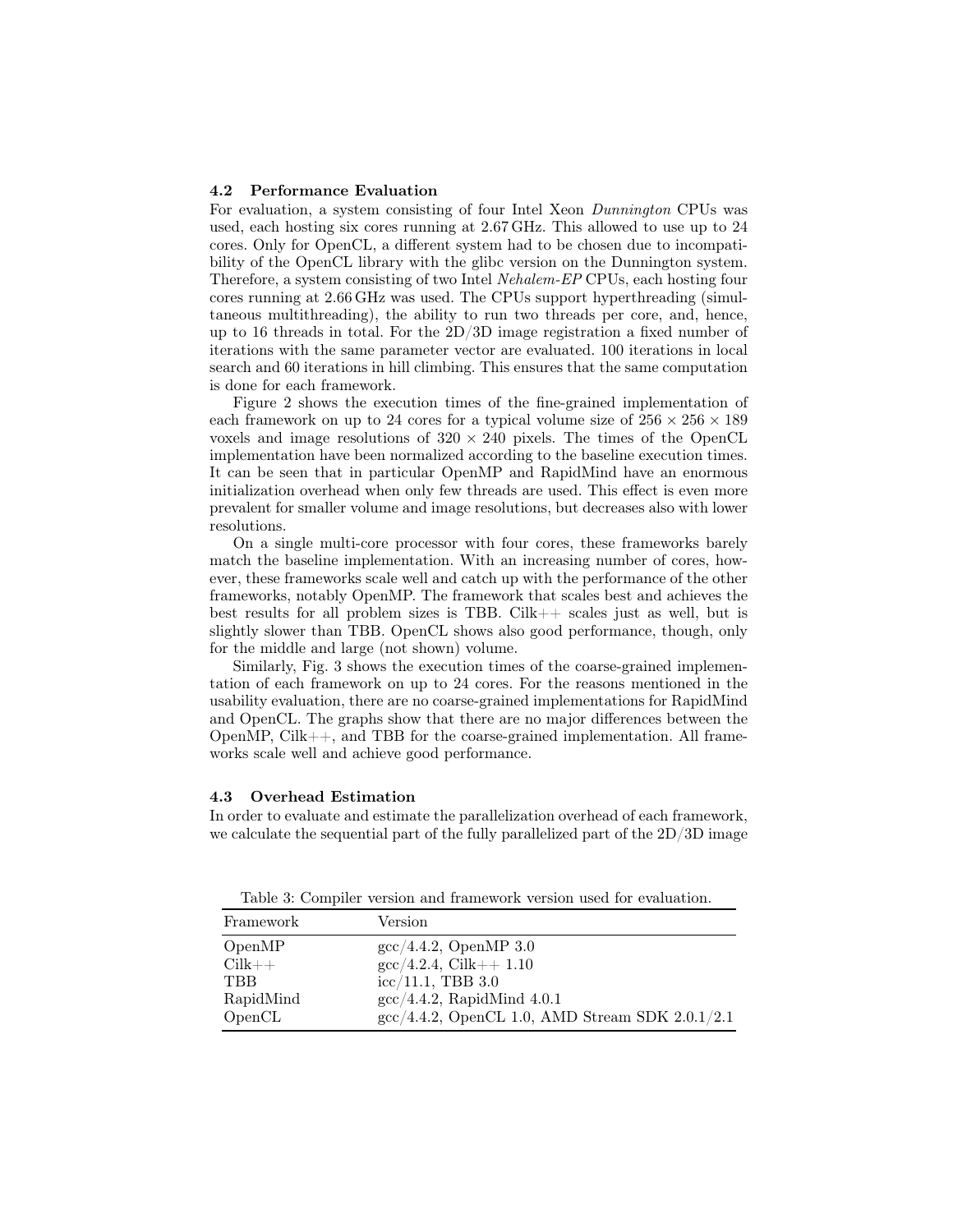### 4.2 Performance Evaluation

For evaluation, a system consisting of four Intel Xeon *Dunnington* CPUs was used, each hosting six cores running at 2.67 GHz. This allowed to use up to 24 cores. Only for OpenCL, a different system had to be chosen due to incompatibility of the OpenCL library with the glibc version on the Dunnington system. Therefore, a system consisting of two Intel *Nehalem-EP* CPUs, each hosting four cores running at 2.66 GHz was used. The CPUs support hyperthreading (simultaneous multithreading), the ability to run two threads per core, and, hence, up to 16 threads in total. For the 2D/3D image registration a fixed number of iterations with the same parameter vector are evaluated. 100 iterations in local search and 60 iterations in hill climbing. This ensures that the same computation is done for each framework.

Figure 2 shows the execution times of the fine-grained implementation of each framework on up to 24 cores for a typical volume size of $256 \times 256 \times 189$ voxels and image resolutions of $320 \times 240$ pixels. The times of the OpenCL implementation have been normalized according to the baseline execution times. It can be seen that in particular OpenMP and RapidMind have an enormous initialization overhead when only few threads are used. This effect is even more prevalent for smaller volume and image resolutions, but decreases also with lower resolutions.

On a single multi-core processor with four cores, these frameworks barely match the baseline implementation. With an increasing number of cores, however, these frameworks scale well and catch up with the performance of the other frameworks, notably OpenMP. The framework that scales best and achieves the best results for all problem sizes is TBB. Cilk++ scales just as well, but is slightly slower than TBB. OpenCL shows also good performance, though, only for the middle and large (not shown) volume.

Similarly, Fig. 3 shows the execution times of the coarse-grained implementation of each framework on up to 24 cores. For the reasons mentioned in the usability evaluation, there are no coarse-grained implementations for RapidMind and OpenCL. The graphs show that there are no major differences between the OpenMP, Cilk++, and TBB for the coarse-grained implementation. All frameworks scale well and achieve good performance.

### 4.3 Overhead Estimation

In order to evaluate and estimate the parallelization overhead of each framework, we calculate the sequential part of the fully parallelized part of the 2D/3D image

Table 3: Compiler version and framework version used for evaluation.

| Framework | Version |
|---|---|
| OpenMP | gcc/4.4.2, OpenMP 3.0 |
| Cilk++ | gcc/4.2.4, Cilk++ 1.10 |
| TBB | icc/11.1, TBB 3.0 |
| RapidMind | gcc/4.4.2, RapidMind 4.0.1 |
| OpenCL | gcc/4.4.2, OpenCL 1.0, AMD Stream SDK 2.0.1/2.1 |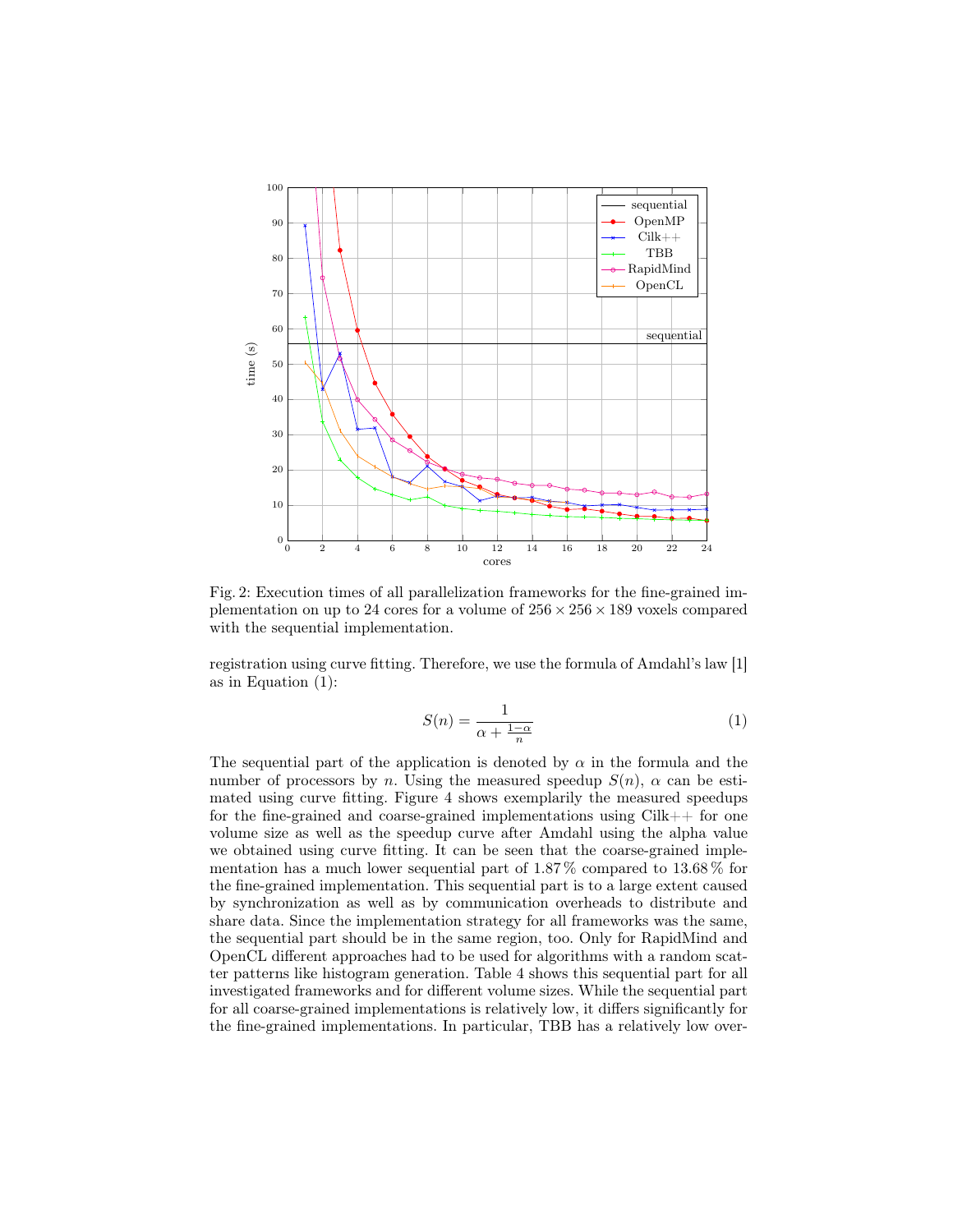Fig. 2: Execution times of all parallelization frameworks for the fine-grained implementation on up to 24 cores for a volume of $256 \times 256 \times 189$ voxels compared with the sequential implementation.

registration using curve fitting. Therefore, we use the formula of Amdahl's law [1] as in Equation (1):

$$S(n) = \frac{1}{\alpha + \frac{1-\alpha}{n}} \tag{1}$$

The sequential part of the application is denoted by $\alpha$ in the formula and the number of processors by $n$. Using the measured speedup $S(n)$, $\alpha$ can be estimated using curve fitting. Figure 4 shows exemplarily the measured speedups for the fine-grained and coarse-grained implementations using Cilk++ for one volume size as well as the speedup curve after Amdahl using the alpha value we obtained using curve fitting. It can be seen that the coarse-grained implementation has a much lower sequential part of 1.87 % compared to 13.68 % for the fine-grained implementation. This sequential part is to a large extent caused by synchronization as well as by communication overheads to distribute and share data. Since the implementation strategy for all frameworks was the same, the sequential part should be in the same region, too. Only for RapidMind and OpenCL different approaches had to be used for algorithms with a random scatter patterns like histogram generation. Table 4 shows this sequential part for all investigated frameworks and for different volume sizes. While the sequential part for all coarse-grained implementations is relatively low, it differs significantly for the fine-grained implementations. In particular, TBB has a relatively low over-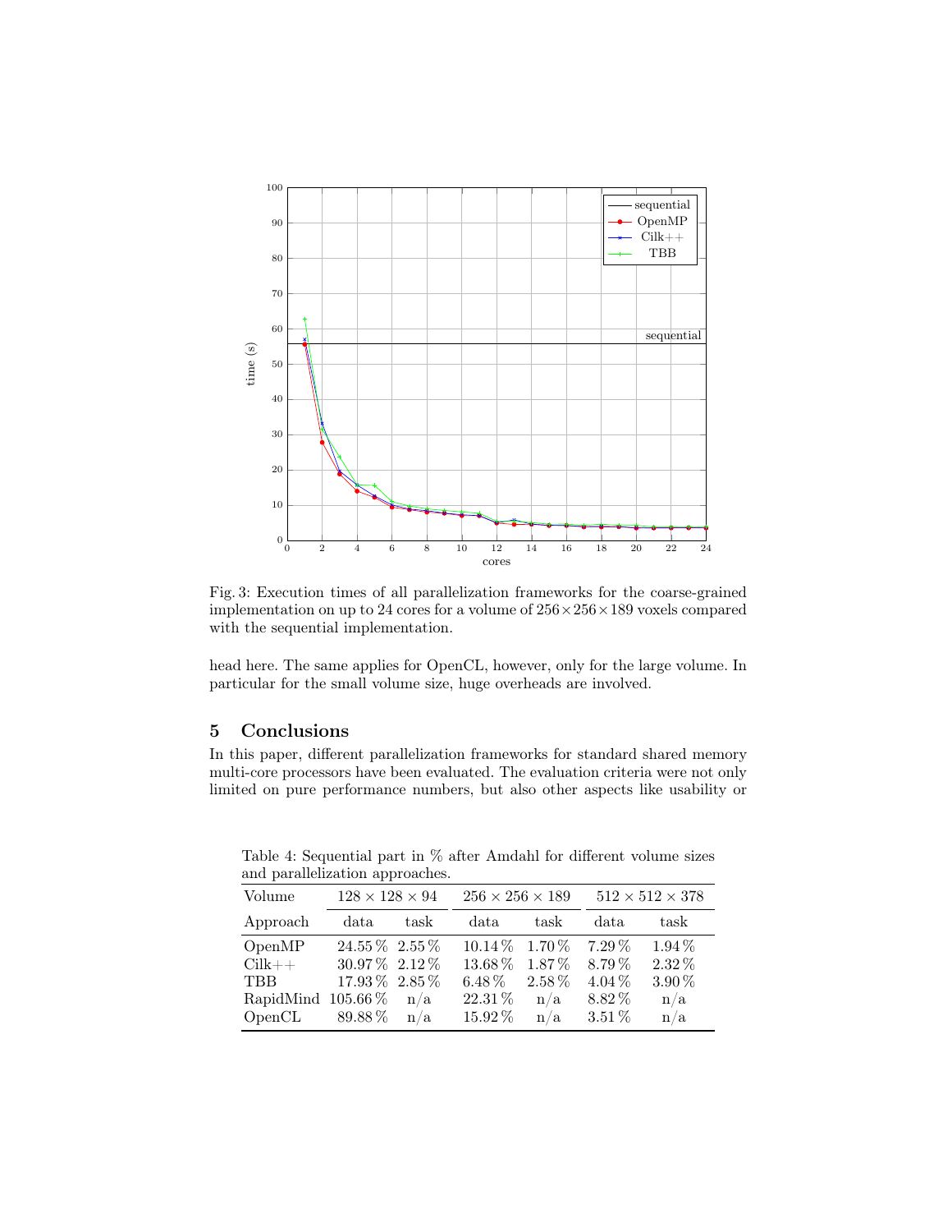Fig. 3: Execution times of all parallelization frameworks for the coarse-grained implementation on up to 24 cores for a volume of $256 \times 256 \times 189$ voxels compared with the sequential implementation.

head here. The same applies for OpenCL, however, only for the large volume. In particular for the small volume size, huge overheads are involved.

## 5 Conclusions

In this paper, different parallelization frameworks for standard shared memory multi-core processors have been evaluated. The evaluation criteria were not only limited on pure performance numbers, but also other aspects like usability or

Table 4: Sequential part in % after Amdahl for different volume sizes and parallelization approaches.

| Volume | $128 \times 128 \times 94$ | | $256 \times 256 \times 189$ | | $512 \times 512 \times 378$ | |
|---|---|---|---|---|---|---|
| Approach | data | task | data | task | data | task |
| OpenMP | 24.55 % | 2.55 % | 10.14 % | 1.70 % | 7.29 % | 1.94 % |
| Cilk++ | 30.97 % | 2.12 % | 13.68 % | 1.87 % | 8.79 % | 2.32 % |
| TBB | 17.93 % | 2.85 % | 6.48 % | 2.58 % | 4.04 % | 3.90 % |
| RapidMind | 105.66 % | n/a | 22.31 % | n/a | 8.82 % | n/a |
| OpenCL | 89.88 % | n/a | 15.92 % | n/a | 3.51 % | n/a |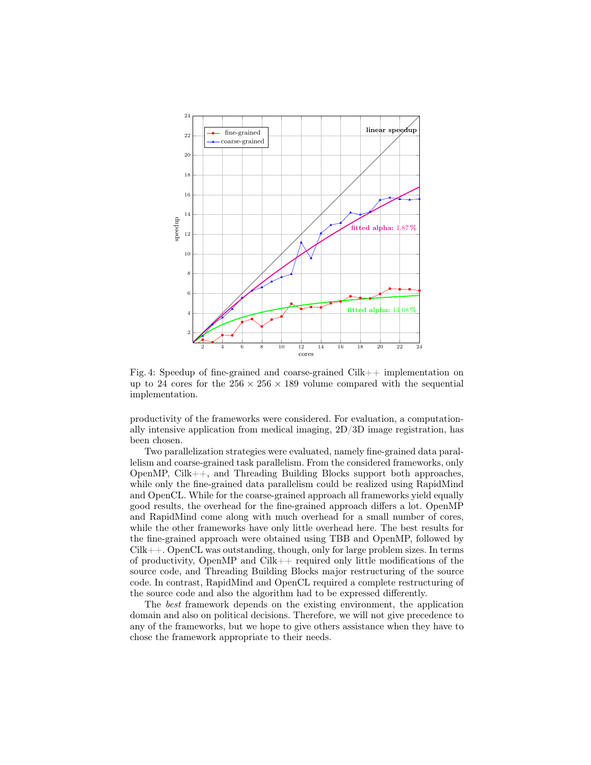Fig. 4: Speedup of fine-grained and coarse-grained Cilk++ implementation on up to 24 cores for the $256 \times 256 \times 189$ volume compared with the sequential implementation.

productivity of the frameworks were considered. For evaluation, a computationally intensive application from medical imaging, 2D/3D image registration, has been chosen.

Two parallelization strategies were evaluated, namely fine-grained data parallelism and coarse-grained task parallelism. From the considered frameworks, only OpenMP, Cilk++, and Threading Building Blocks support both approaches, while only the fine-grained data parallelism could be realized using RapidMind and OpenCL. While for the coarse-grained approach all frameworks yield equally good results, the overhead for the fine-grained approach differs a lot. OpenMP and RapidMind come along with much overhead for a small number of cores, while the other frameworks have only little overhead here. The best results for the fine-grained approach were obtained using TBB and OpenMP, followed by Cilk++. OpenCL was outstanding, though, only for large problem sizes. In terms of productivity, OpenMP and Cilk++ required only little modifications of the source code, and Threading Building Blocks major restructuring of the source code. In contrast, RapidMind and OpenCL required a complete restructuring of the source code and also the algorithm had to be expressed differently.

The *best* framework depends on the existing environment, the application domain and also on political decisions. Therefore, we will not give precedence to any of the frameworks, but we hope to give others assistance when they have to chose the framework appropriate to their needs.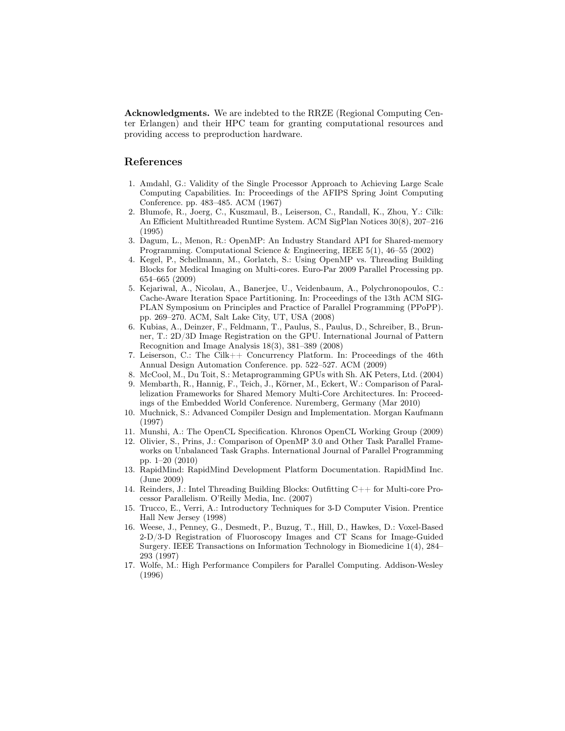**Acknowledgments.** We are indebted to the RRZE (Regional Computing Center Erlangen) and their HPC team for granting computational resources and providing access to preproduction hardware.

## References

1. Amdahl, G.: Validity of the Single Processor Approach to Achieving Large Scale Computing Capabilities. In: Proceedings of the AFIPS Spring Joint Computing Conference. pp. 483–485. ACM (1967)
2. Blumofe, R., Joerg, C., Kuszmaul, B., Leiserson, C., Randall, K., Zhou, Y.: Cilk: An Efficient Multithreaded Runtime System. ACM SigPlan Notices 30(8), 207–216 (1995)
3. Dagum, L., Menon, R.: OpenMP: An Industry Standard API for Shared-memory Programming. Computational Science & Engineering, IEEE 5(1), 46–55 (2002)
4. Kegel, P., Schellmann, M., Gorlatch, S.: Using OpenMP vs. Threading Building Blocks for Medical Imaging on Multi-cores. Euro-Par 2009 Parallel Processing pp. 654–665 (2009)
5. Kejariwal, A., Nicolau, A., Banerjee, U., Veidenbaum, A., Polychronopoulos, C.: Cache-Aware Iteration Space Partitioning. In: Proceedings of the 13th ACM SIGPLAN Symposium on Principles and Practice of Parallel Programming (PPoPP). pp. 269–270. ACM, Salt Lake City, UT, USA (2008)
6. Kubias, A., Deinzer, F., Feldmann, T., Paulus, S., Paulus, D., Schreiber, B., Brunner, T.: 2D/3D Image Registration on the GPU. International Journal of Pattern Recognition and Image Analysis 18(3), 381–389 (2008)
7. Leiserson, C.: The Cilk++ Concurrency Platform. In: Proceedings of the 46th Annual Design Automation Conference. pp. 522–527. ACM (2009)
8. McCool, M., Du Toit, S.: Metaprogramming GPUs with Sh. AK Peters, Ltd. (2004)
9. Membarth, R., Hannig, F., Teich, J., Körner, M., Eckert, W.: Comparison of Parallelization Frameworks for Shared Memory Multi-Core Architectures. In: Proceedings of the Embedded World Conference. Nuremberg, Germany (Mar 2010)
10. Muchnick, S.: Advanced Compiler Design and Implementation. Morgan Kaufmann (1997)
11. Munshi, A.: The OpenCL Specification. Khronos OpenCL Working Group (2009)
12. Olivier, S., Prins, J.: Comparison of OpenMP 3.0 and Other Task Parallel Frameworks on Unbalanced Task Graphs. International Journal of Parallel Programming pp. 1–20 (2010)
13. RapidMind: RapidMind Development Platform Documentation. RapidMind Inc. (June 2009)
14. Reinders, J.: Intel Threading Building Blocks: Outfitting C++ for Multi-core Processor Parallelism. O'Reilly Media, Inc. (2007)
15. Trucco, E., Verri, A.: Introductory Techniques for 3-D Computer Vision. Prentice Hall New Jersey (1998)
16. Weese, J., Penney, G., Desmedt, P., Buzug, T., Hill, D., Hawkes, D.: Voxel-Based 2-D/3-D Registration of Fluoroscopy Images and CT Scans for Image-Guided Surgery. IEEE Transactions on Information Technology in Biomedicine 1(4), 284–293 (1997)
17. Wolfe, M.: High Performance Compilers for Parallel Computing. Addison-Wesley (1996)